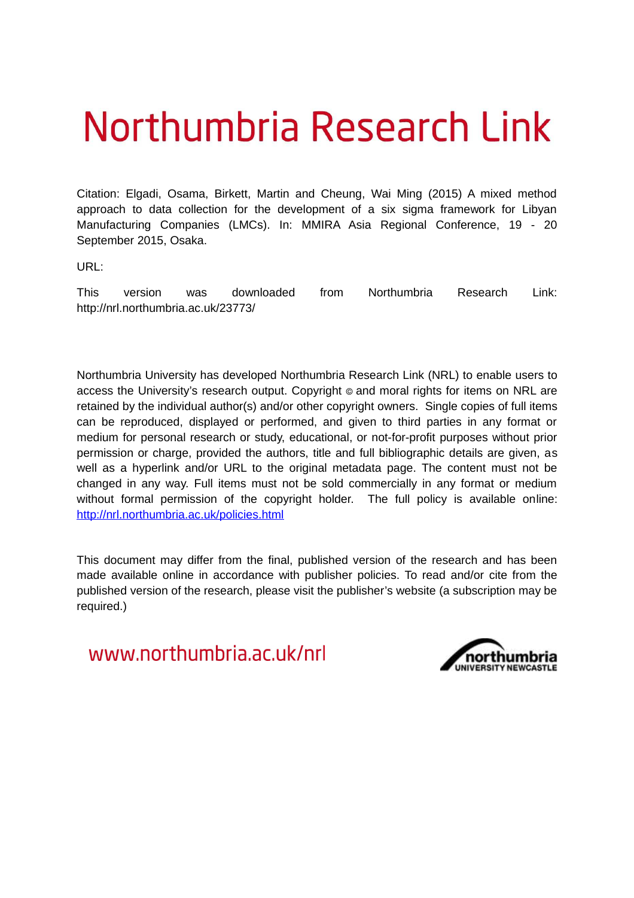# Northumbria Research Link

Citation: Elgadi, Osama, Birkett, Martin and Cheung, Wai Ming (2015) A mixed method approach to data collection for the development of a six sigma framework for Libyan Manufacturing Companies (LMCs). In: MMIRA Asia Regional Conference, 19 - 20 September 2015, Osaka.

URL:

This version was downloaded from Northumbria Research Link: http://nrl.northumbria.ac.uk/23773/

Northumbria University has developed Northumbria Research Link (NRL) to enable users to access the University's research output. Copyright © and moral rights for items on NRL are retained by the individual author(s) and/or other copyright owners. Single copies of full items can be reproduced, displayed or performed, and given to third parties in any format or medium for personal research or study, educational, or not-for-profit purposes without prior permission or charge, provided the authors, title and full bibliographic details are given, as well as a hyperlink and/or URL to the original metadata page. The content must not be changed in any way. Full items must not be sold commercially in any format or medium without formal permission of the copyright holder. The full policy is available online: http://nrl.northumbria.ac.uk/policies.html

This document may differ from the final, published version of the research and has been made available online in accordance with publisher policies. To read and/or cite from the published version of the research, please visit the publisher's website (a subscription may be required.)

www.northumbria.ac.uk/nrl

northumbria UNIVERSITY NEWCASTLE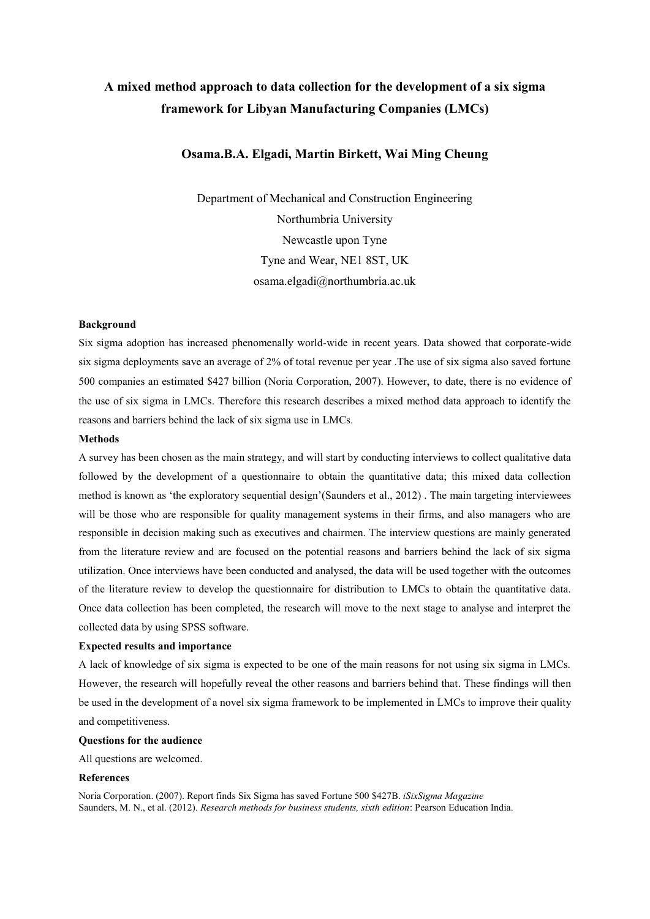# A mixed method approach to data collection for the development of a six sigma framework for Libyan Manufacturing Companies (LMCs)

**Osama.B.A. Elgadi, Martin Birkett, Wai Ming Cheung**

Department of Mechanical and Construction Engineering
Northumbria University
Newcastle upon Tyne
Tyne and Wear, NE1 8ST, UK
osama.elgadi@northumbria.ac.uk

### Background

Six sigma adoption has increased phenomenally world-wide in recent years. Data showed that corporate-wide six sigma deployments save an average of 2% of total revenue per year .The use of six sigma also saved fortune 500 companies an estimated $427 billion (Noria Corporation, 2007). However, to date, there is no evidence of the use of six sigma in LMCs. Therefore this research describes a mixed method data approach to identify the reasons and barriers behind the lack of six sigma use in LMCs.

### Methods

A survey has been chosen as the main strategy, and will start by conducting interviews to collect qualitative data followed by the development of a questionnaire to obtain the quantitative data; this mixed data collection method is known as 'the exploratory sequential design'(Saunders et al., 2012) . The main targeting interviewees will be those who are responsible for quality management systems in their firms, and also managers who are responsible in decision making such as executives and chairmen. The interview questions are mainly generated from the literature review and are focused on the potential reasons and barriers behind the lack of six sigma utilization. Once interviews have been conducted and analysed, the data will be used together with the outcomes of the literature review to develop the questionnaire for distribution to LMCs to obtain the quantitative data. Once data collection has been completed, the research will move to the next stage to analyse and interpret the collected data by using SPSS software.

### Expected results and importance

A lack of knowledge of six sigma is expected to be one of the main reasons for not using six sigma in LMCs. However, the research will hopefully reveal the other reasons and barriers behind that. These findings will then be used in the development of a novel six sigma framework to be implemented in LMCs to improve their quality and competitiveness.

### Questions for the audience

All questions are welcomed.

### References

Noria Corporation. (2007). Report finds Six Sigma has saved Fortune 500 $427B. *iSixSigma Magazine*
Saunders, M. N., et al. (2012). *Research methods for business students, sixth edition*: Pearson Education India.